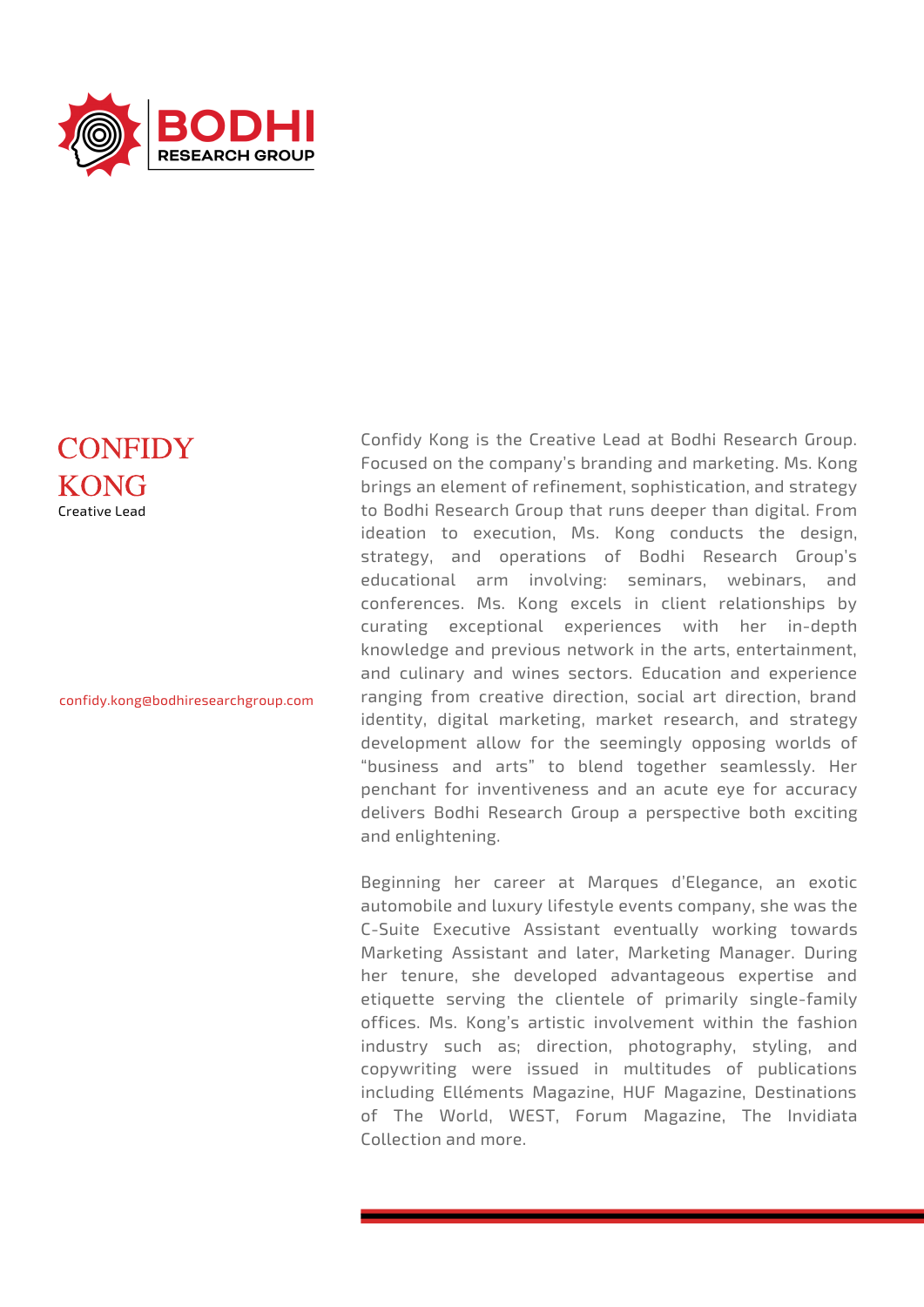BODHI
RESEARCH GROUP

# CONFIDY KONG

Creative Lead

confidy.kong@bodhiresearchgroup.com

Confidy Kong is the Creative Lead at Bodhi Research Group. Focused on the company's branding and marketing. Ms. Kong brings an element of refinement, sophistication, and strategy to Bodhi Research Group that runs deeper than digital. From ideation to execution, Ms. Kong conducts the design, strategy, and operations of Bodhi Research Group's educational arm involving: seminars, webinars, and conferences. Ms. Kong excels in client relationships by curating exceptional experiences with her in-depth knowledge and previous network in the arts, entertainment, and culinary and wines sectors. Education and experience ranging from creative direction, social art direction, brand identity, digital marketing, market research, and strategy development allow for the seemingly opposing worlds of "business and arts" to blend together seamlessly. Her penchant for inventiveness and an acute eye for accuracy delivers Bodhi Research Group a perspective both exciting and enlightening.

Beginning her career at Marques d'Elegance, an exotic automobile and luxury lifestyle events company, she was the C-Suite Executive Assistant eventually working towards Marketing Assistant and later, Marketing Manager. During her tenure, she developed advantageous expertise and etiquette serving the clientele of primarily single-family offices. Ms. Kong's artistic involvement within the fashion industry such as; direction, photography, styling, and copywriting were issued in multitudes of publications including Elléments Magazine, HUF Magazine, Destinations of The World, WEST, Forum Magazine, The Invidiata Collection and more.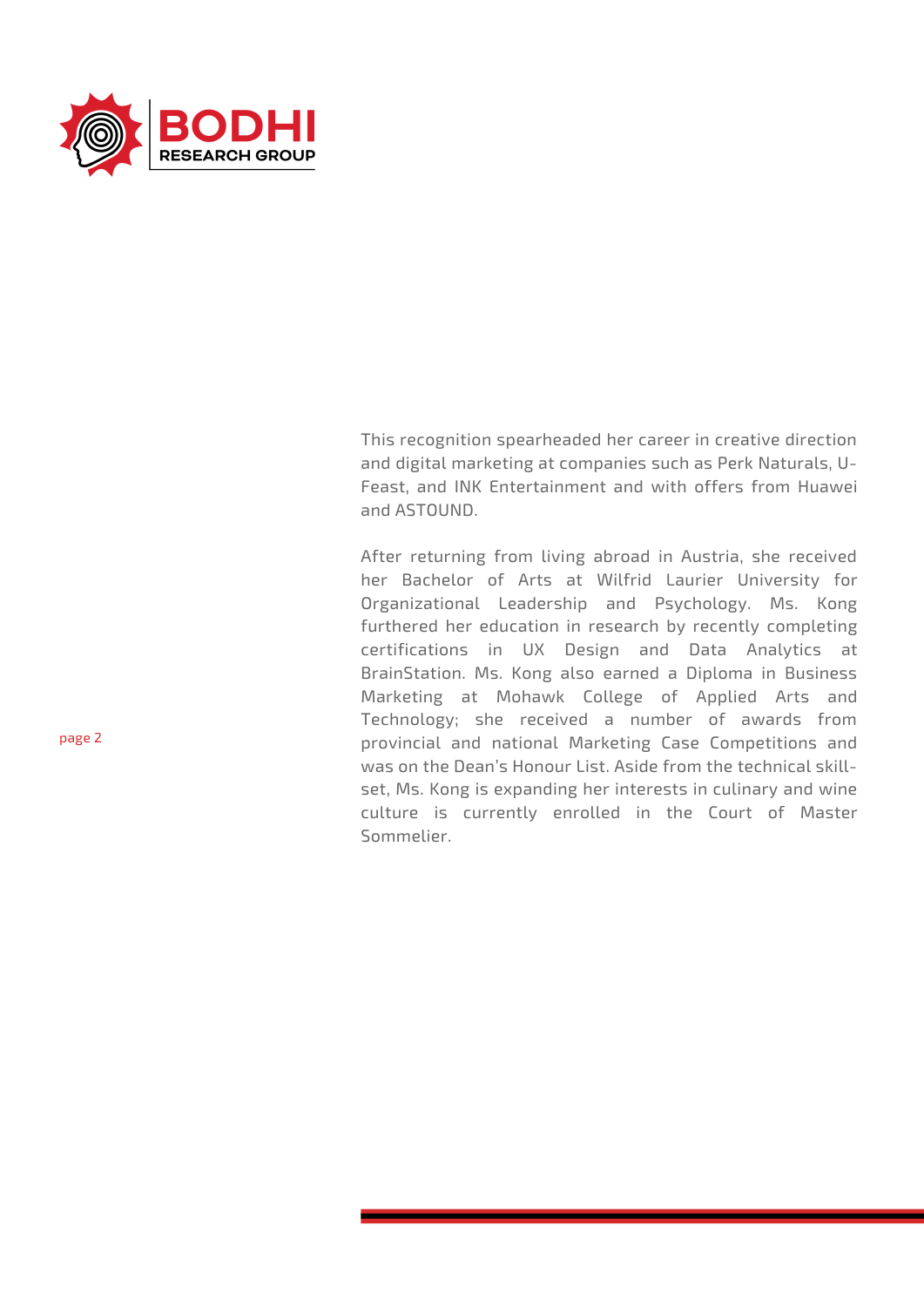This recognition spearheaded her career in creative direction and digital marketing at companies such as Perk Naturals, U-Feast, and INK Entertainment and with offers from Huawei and ASTOUND.

After returning from living abroad in Austria, she received her Bachelor of Arts at Wilfrid Laurier University for Organizational Leadership and Psychology. Ms. Kong furthered her education in research by recently completing certifications in UX Design and Data Analytics at BrainStation. Ms. Kong also earned a Diploma in Business Marketing at Mohawk College of Applied Arts and Technology; she received a number of awards from provincial and national Marketing Case Competitions and was on the Dean's Honour List. Aside from the technical skill-set, Ms. Kong is expanding her interests in culinary and wine culture is currently enrolled in the Court of Master Sommelier.